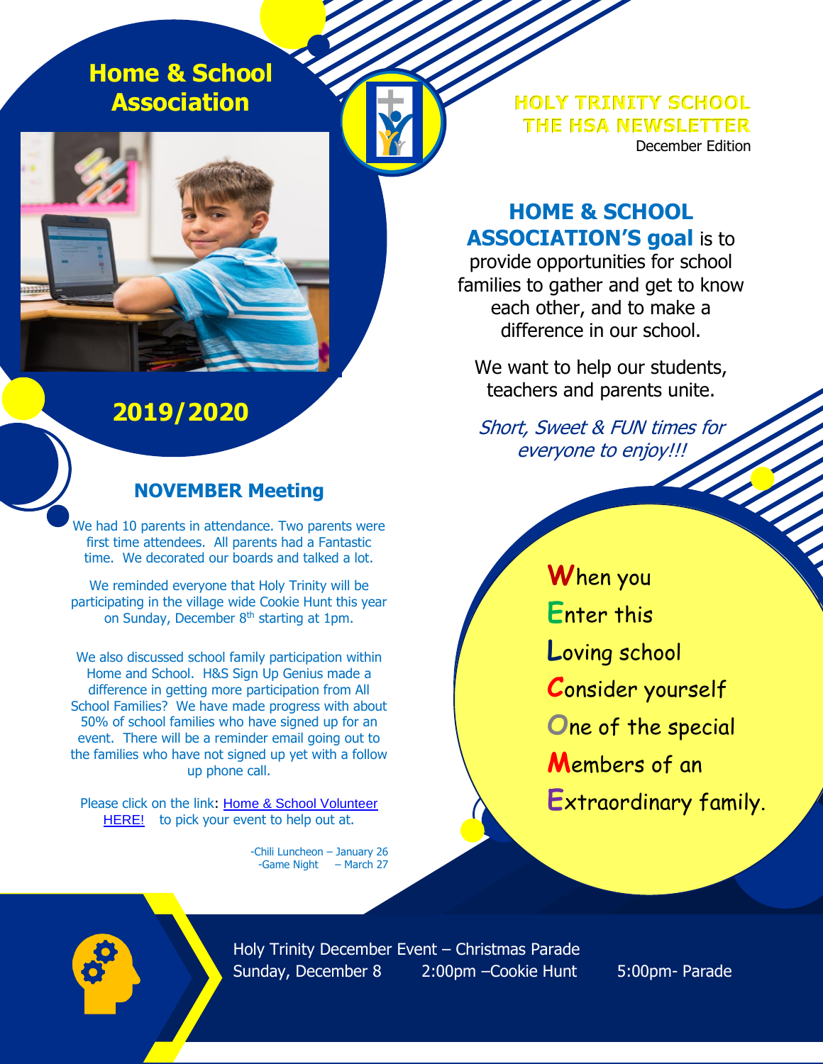# Home & School Association

## 2019/2020

**HOLY TRINITY SCHOOL**
**THE HSA NEWSLETTER**
December Edition

**HOME & SCHOOL ASSOCIATION'S goal** is to provide opportunities for school families to gather and get to know each other, and to make a difference in our school.

We want to help our students, teachers and parents unite.

*Short, Sweet & FUN times for everyone to enjoy!!!*

## NOVEMBER Meeting

We had 10 parents in attendance. Two parents were first time attendees. All parents had a Fantastic time. We decorated our boards and talked a lot.

We reminded everyone that Holy Trinity will be participating in the village wide Cookie Hunt this year on Sunday, December 8th starting at 1pm.

We also discussed school family participation within Home and School. H&S Sign Up Genius made a difference in getting more participation from All School Families? We have made progress with about 50% of school families who have signed up for an event. There will be a reminder email going out to the families who have not signed up yet with a follow up phone call.

Please click on the link: Home & School Volunteer HERE! to pick your event to help out at.

-Chili Luncheon – January 26
-Game Night – March 27

**W**hen you
**E**nter this
**L**oving school
**C**onsider yourself
**O**ne of the special
**M**embers of an
**E**xtraordinary family.

Holy Trinity December Event – Christmas Parade
Sunday, December 8 2:00pm –Cookie Hunt 5:00pm- Parade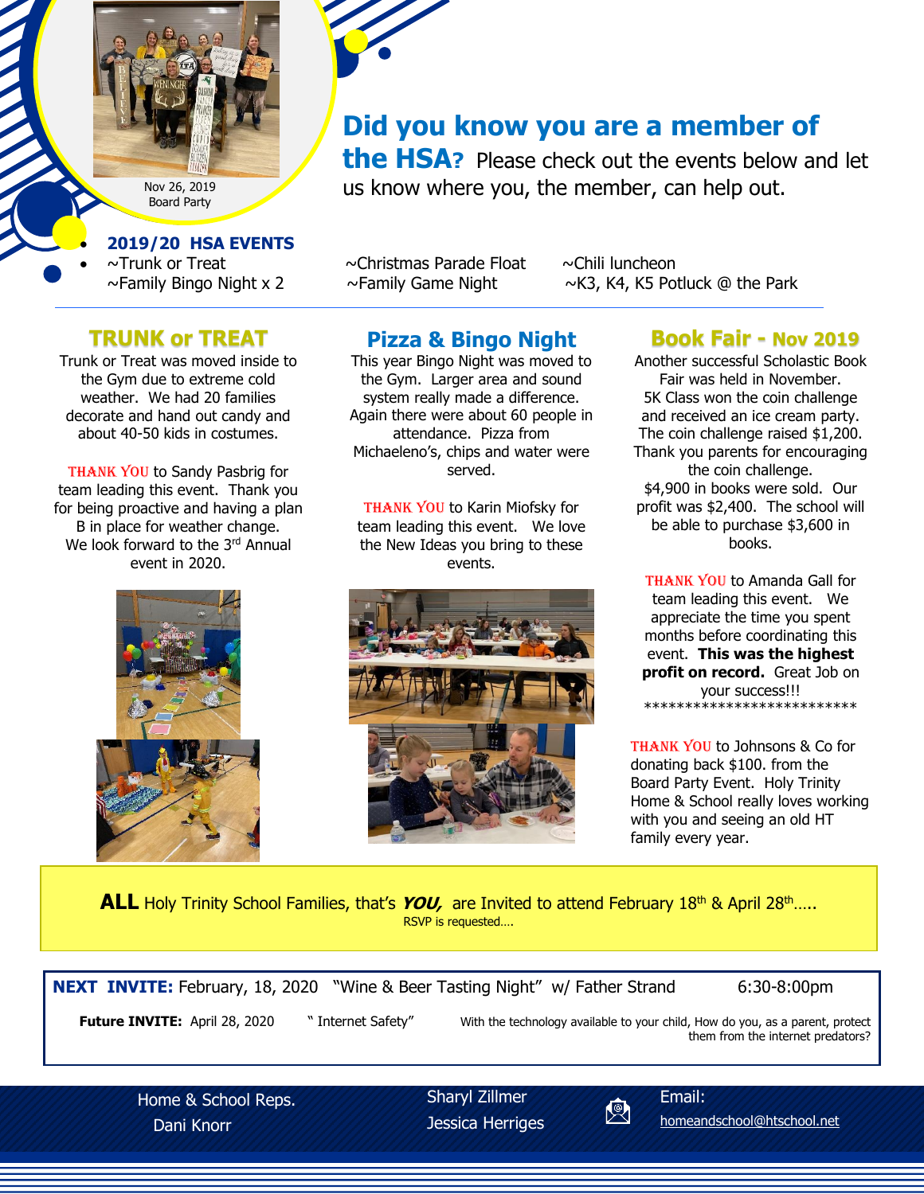Nov 26, 2019
Board Party

## Did you know you are a member of the HSA?

Please check out the events below and let us know where you, the member, can help out.

**2019/20 HSA EVENTS**

- ~Trunk or Treat
- ~Family Bingo Night x 2
- ~Christmas Parade Float
- ~Family Game Night
- ~Chili luncheon
- ~K3, K4, K5 Potluck @ the Park

## TRUNK or TREAT

Trunk or Treat was moved inside to the Gym due to extreme cold weather. We had 20 families decorate and hand out candy and about 40-50 kids in costumes.

THANK YOU to Sandy Pasbrig for team leading this event. Thank you for being proactive and having a plan B in place for weather change. We look forward to the 3rd Annual event in 2020.

## Pizza & Bingo Night

This year Bingo Night was moved to the Gym. Larger area and sound system really made a difference. Again there were about 60 people in attendance. Pizza from Michaeleno's, chips and water were served.

THANK YOU to Karin Miofsky for team leading this event. We love the New Ideas you bring to these events.

## Book Fair - Nov 2019

Another successful Scholastic Book Fair was held in November. 5K Class won the coin challenge and received an ice cream party. The coin challenge raised $1,200. Thank you parents for encouraging the coin challenge. $4,900 in books were sold. Our profit was $2,400. The school will be able to purchase $3,600 in books.

THANK YOU to Amanda Gall for team leading this event. We appreciate the time you spent months before coordinating this event. **This was the highest profit on record.** Great Job on your success!!!

***************************

THANK YOU to Johnsons & Co for donating back $100. from the Board Party Event. Holy Trinity Home & School really loves working with you and seeing an old HT family every year.

**ALL** Holy Trinity School Families, that's ***YOU,*** are Invited to attend February 18th & April 28th…..
RSVP is requested….

**NEXT INVITE:** February, 18, 2020 "Wine & Beer Tasting Night" w/ Father Strand 6:30-8:00pm

**Future INVITE:** April 28, 2020 " Internet Safety" With the technology available to your child, How do you, as a parent, protect them from the internet predators?

Home & School Reps.
Dani Knorr
Sharyl Zillmer
Jessica Herriges
Email: homeandschool@htschool.net